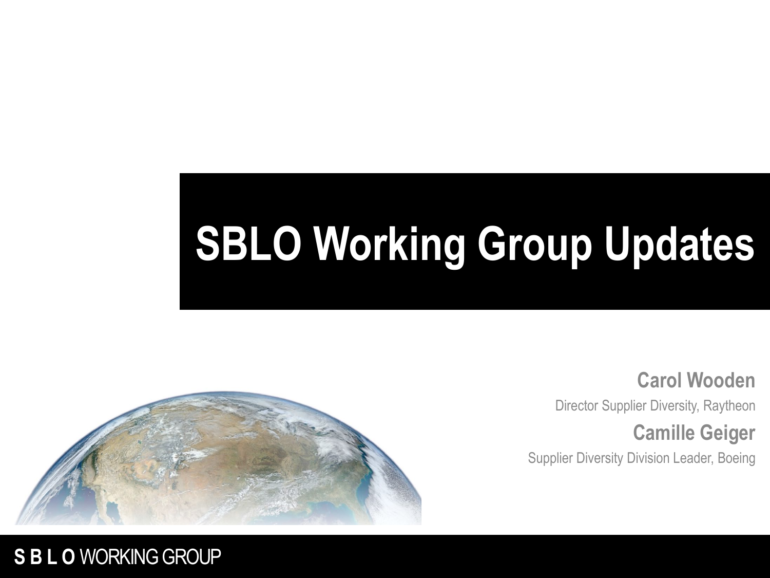# SBLO Working Group Updates

**Carol Wooden**

Director Supplier Diversity, Raytheon

**Camille Geiger**

Supplier Diversity Division Leader, Boeing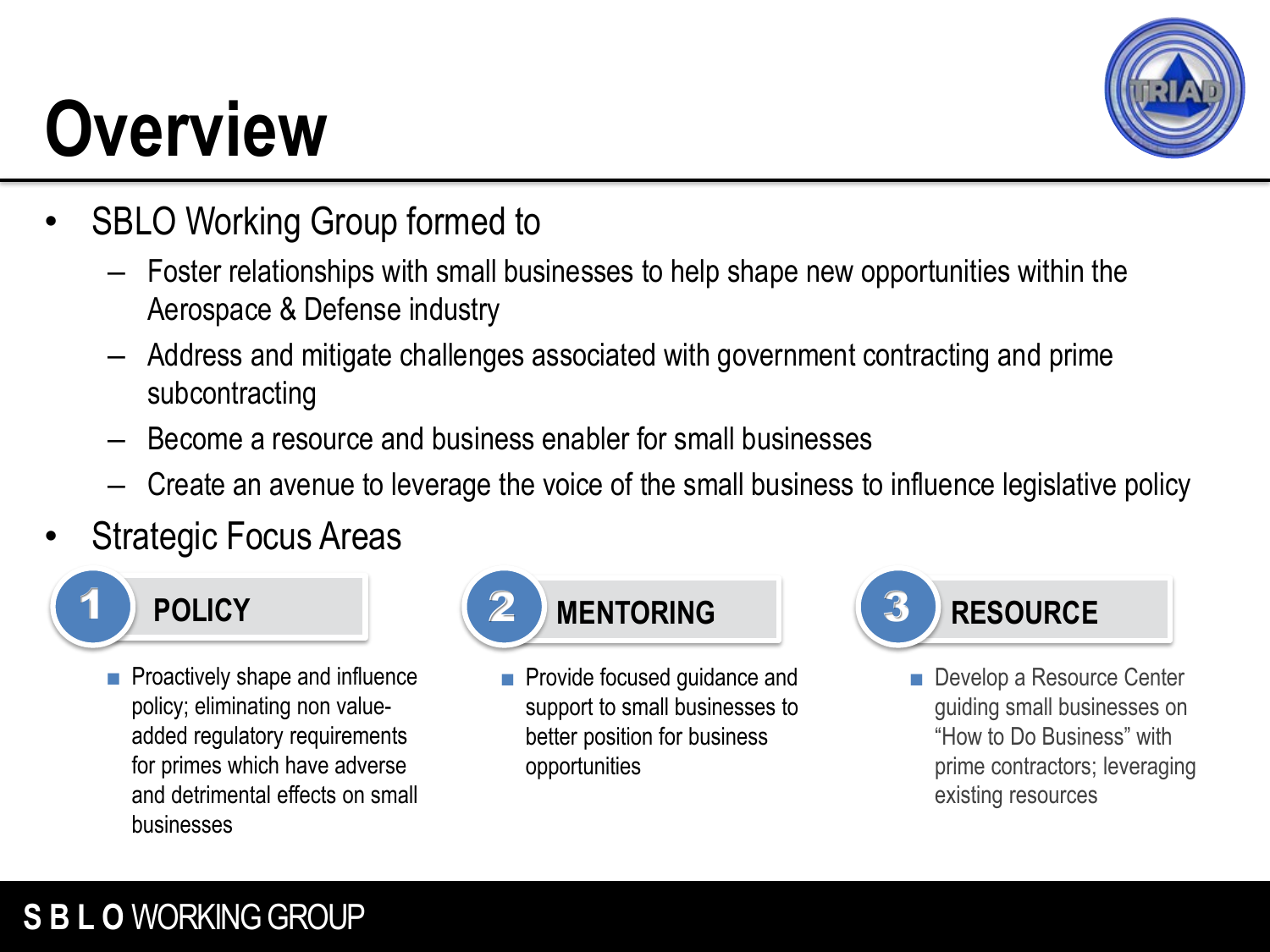# Overview

- SBLO Working Group formed to
  - Foster relationships with small businesses to help shape new opportunities within the Aerospace & Defense industry
  - Address and mitigate challenges associated with government contracting and prime subcontracting
  - Become a resource and business enabler for small businesses
  - Create an avenue to leverage the voice of the small business to influence legislative policy
- Strategic Focus Areas

### 1 POLICY

- Proactively shape and influence policy; eliminating non value-added regulatory requirements for primes which have adverse and detrimental effects on small businesses

### 2 MENTORING

- Provide focused guidance and support to small businesses to better position for business opportunities

### 3 RESOURCE

- Develop a Resource Center guiding small businesses on "How to Do Business" with prime contractors; leveraging existing resources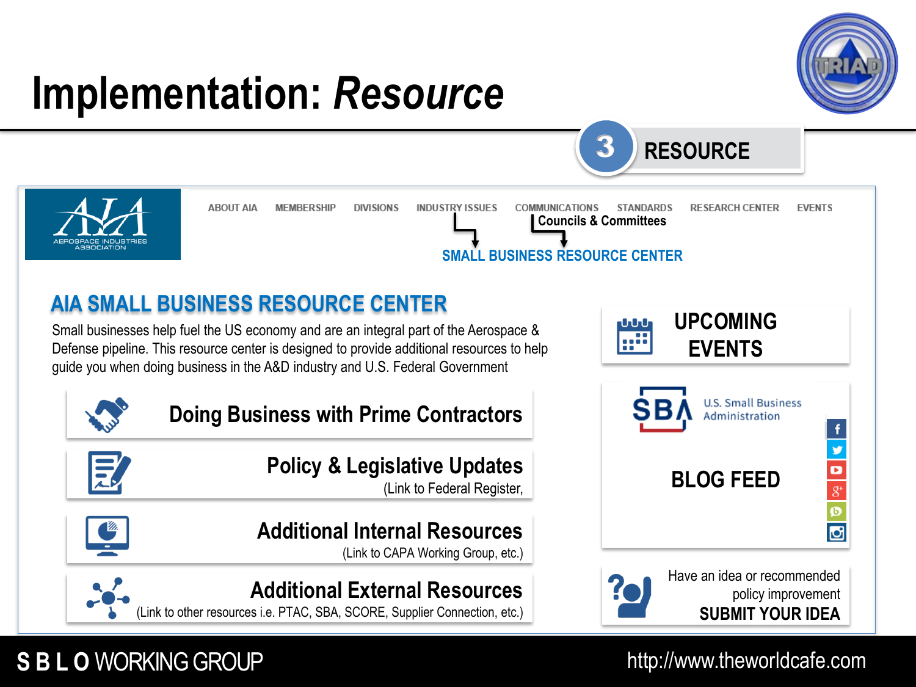# Implementation: *Resource*

3 RESOURCE

ABOUT AIA | MEMBERSHIP | DIVISIONS | INDUSTRY ISSUES | COMMUNICATIONS | STANDARDS | RESEARCH CENTER | EVENTS

Councils & Committees

SMALL BUSINESS RESOURCE CENTER

## AIA SMALL BUSINESS RESOURCE CENTER

Small businesses help fuel the US economy and are an integral part of the Aerospace & Defense pipeline. This resource center is designed to provide additional resources to help guide you when doing business in the A&D industry and U.S. Federal Government

**Doing Business with Prime Contractors**

**Policy & Legislative Updates**
(Link to Federal Register,

**Additional Internal Resources**
(Link to CAPA Working Group, etc.)

**Additional External Resources**
(Link to other resources i.e. PTAC, SBA, SCORE, Supplier Connection, etc.)

**UPCOMING EVENTS**

SBA U.S. Small Business Administration

**BLOG FEED**

Have an idea or recommended policy improvement
**SUBMIT YOUR IDEA**

**S B L O** WORKING GROUP

http://www.theworldcafe.com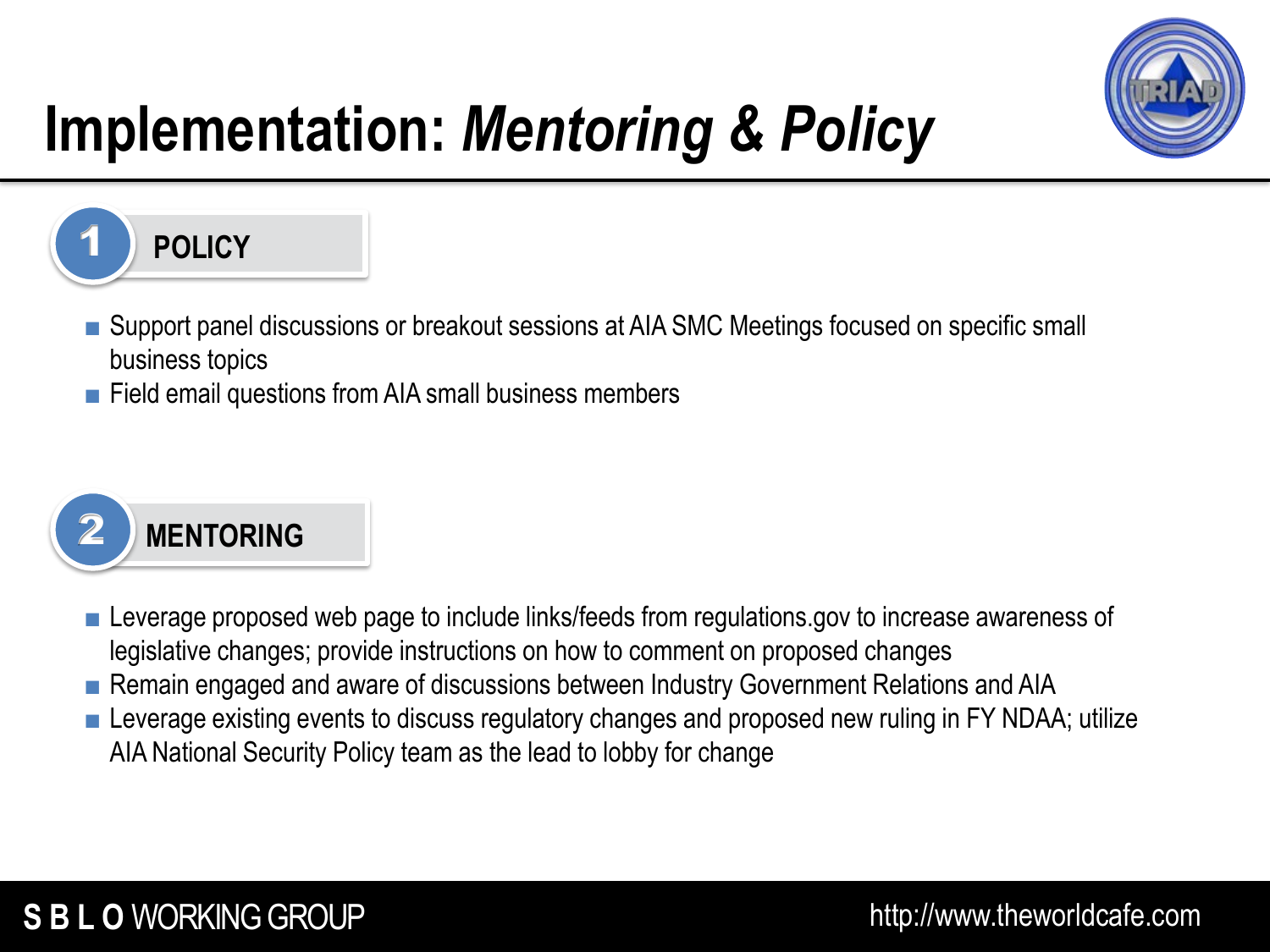# Implementation: *Mentoring & Policy*

## 1 POLICY

- Support panel discussions or breakout sessions at AIA SMC Meetings focused on specific small business topics
- Field email questions from AIA small business members

## 2 MENTORING

- Leverage proposed web page to include links/feeds from regulations.gov to increase awareness of legislative changes; provide instructions on how to comment on proposed changes
- Remain engaged and aware of discussions between Industry Government Relations and AIA
- Leverage existing events to discuss regulatory changes and proposed new ruling in FY NDAA; utilize AIA National Security Policy team as the lead to lobby for change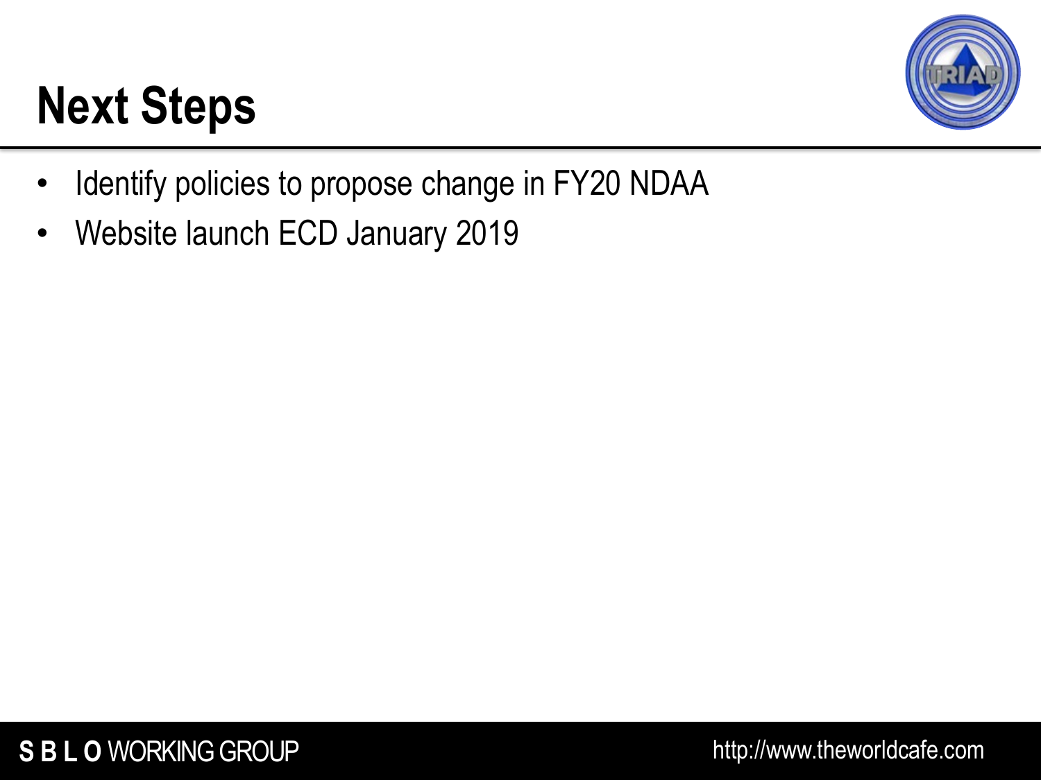# Next Steps

- Identify policies to propose change in FY20 NDAA
- Website launch ECD January 2019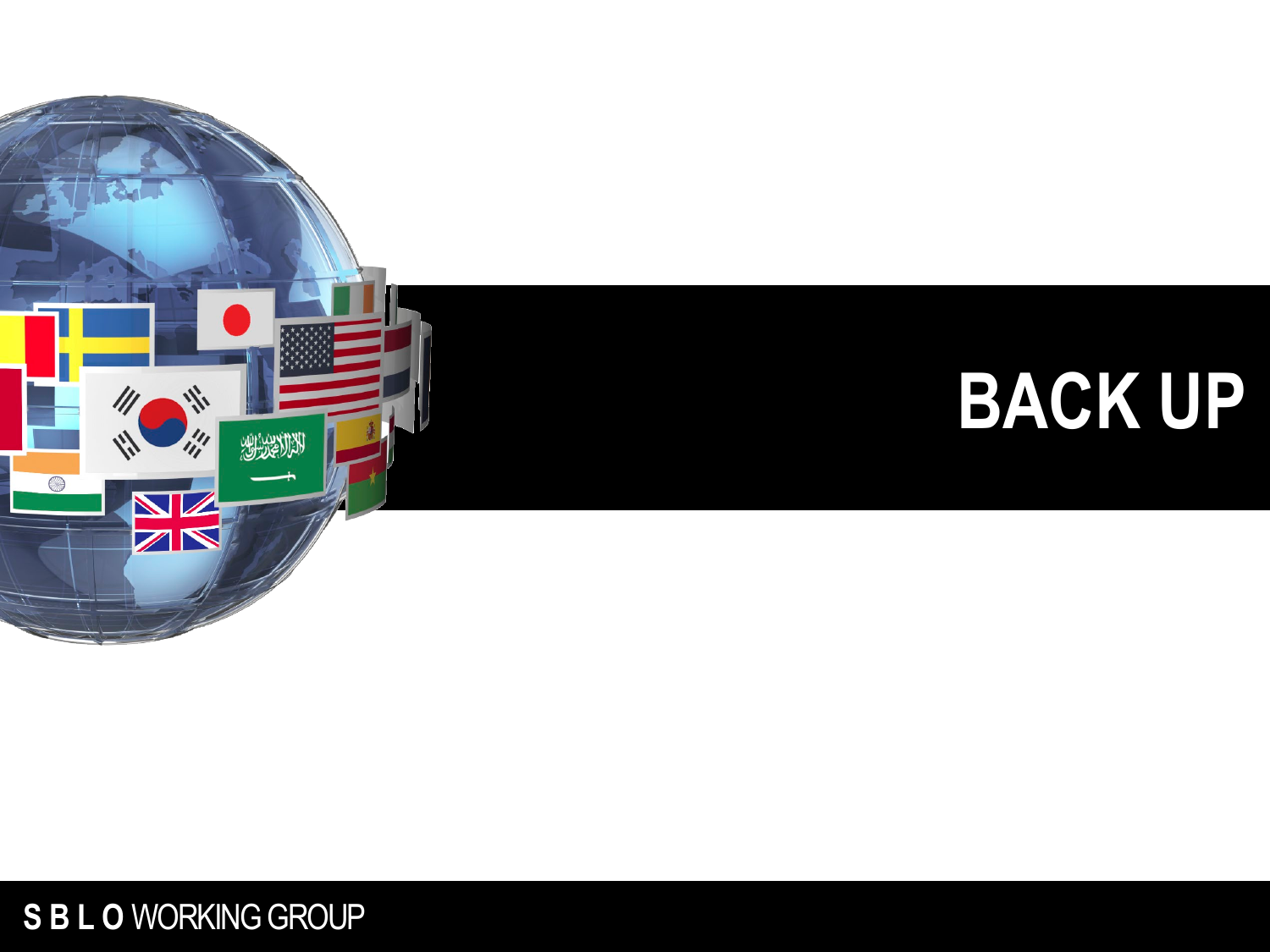# BACK UP